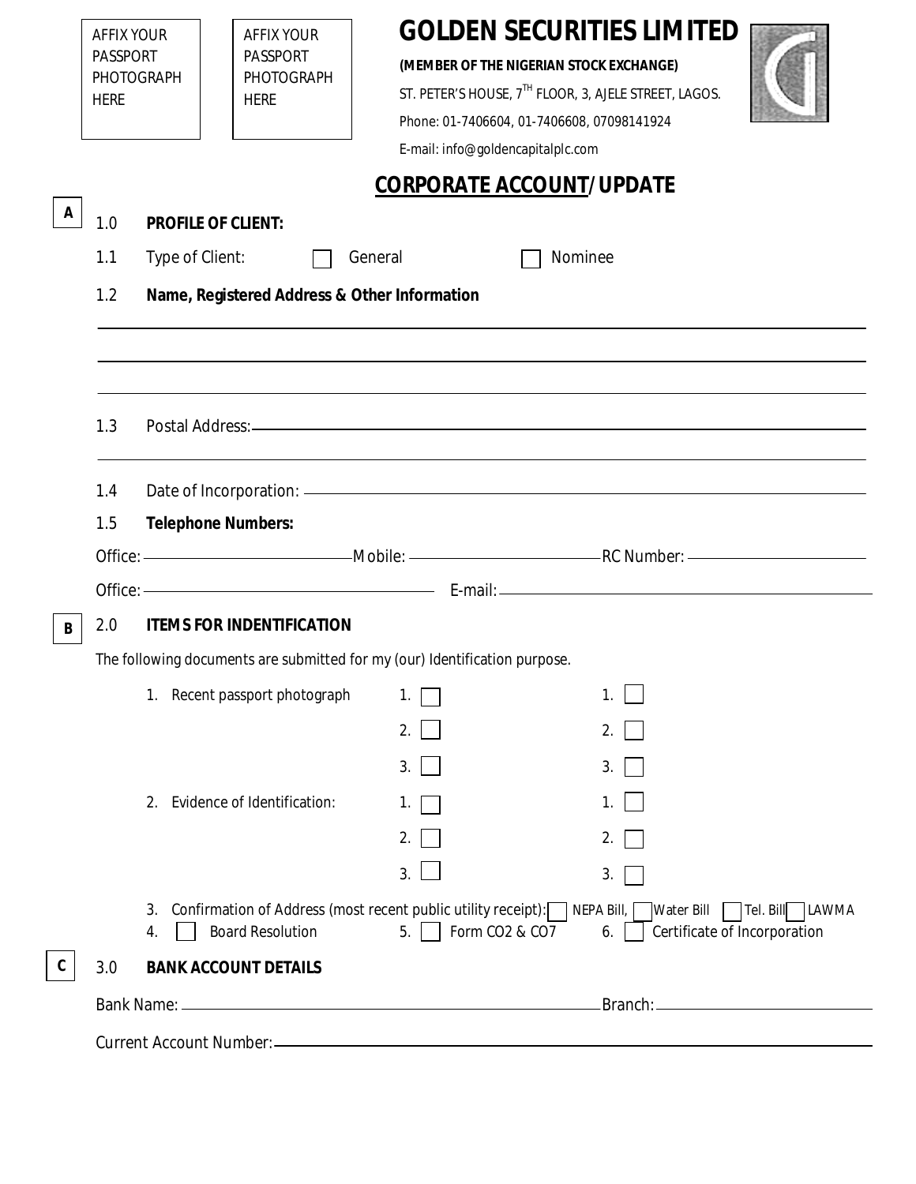AFFIX YOUR PASSPORT PHOTOGRAPH HERE

AFFIX YOUR PASSPORT PHOTOGRAPH HERE

# GOLDEN SECURITIES LIMITED

**(MEMBER OF THE NIGERIAN STOCK EXCHANGE)**

ST. PETER'S HOUSE, 7TH FLOOR, 3, AJELE STREET, LAGOS.

Phone: 01-7406604, 01-7406608, 07098141924

E-mail: info@goldencapitalplc.com

## CORPORATE ACCOUNT/UPDATE

**A**

1.0 **PROFILE OF CLIENT:**

1.1 Type of Client: ☐ General ☐ Nominee

1.2 **Name, Registered Address & Other Information**

______________________________________________

______________________________________________

______________________________________________

1.3 Postal Address: ______________________________________________

______________________________________________

1.4 Date of Incorporation: ______________________________________________

1.5 **Telephone Numbers:**

Office: ____________________ Mobile: ____________________ RC Number: ____________________

Office: ____________________ E-mail: ____________________

**B**

2.0 **ITEMS FOR INDENTIFICATION**

The following documents are submitted for my (our) Identification purpose.

1. Recent passport photograph 1. ☐ 2. ☐ 3. ☐ 1. ☐ 2. ☐ 3. ☐
2. Evidence of Identification: 1. ☐ 2. ☐ 3. ☐ 1. ☐ 2. ☐ 3. ☐
3. Confirmation of Address (most recent public utility receipt): ☐ NEPA Bill, ☐ Water Bill ☐ Tel. Bill ☐ LAWMA
4. ☐ Board Resolution 5. ☐ Form CO2 & CO7 6. ☐ Certificate of Incorporation

**C**

3.0 **BANK ACCOUNT DETAILS**

Bank Name: ______________________________________________ Branch: ____________________

Current Account Number: ______________________________________________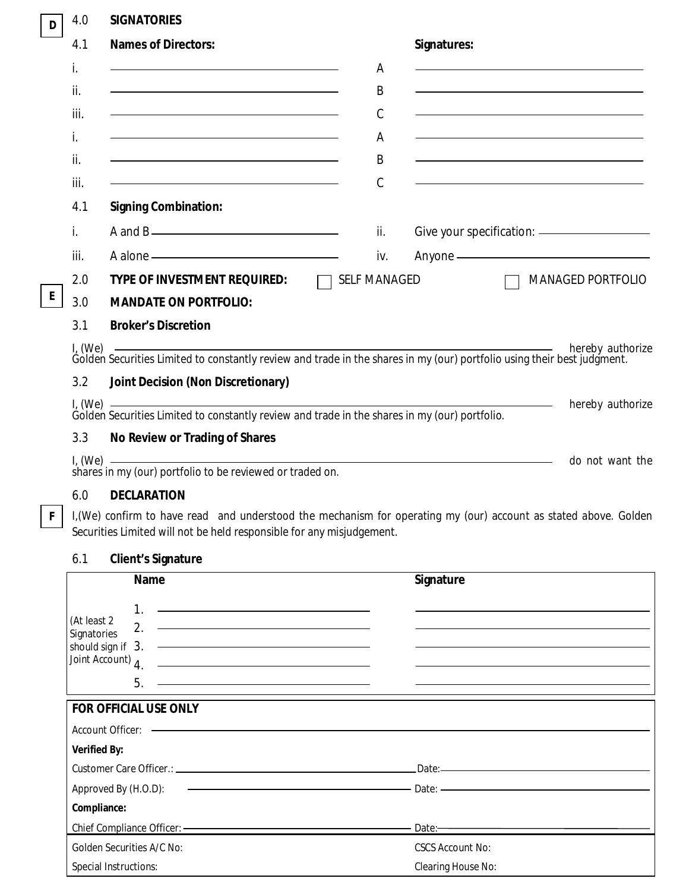D

## 4.0 SIGNATORIES

### 4.1 Names of Directors: | Signatures:

| | Names of Directors | | Signatures |
|---|---|---|---|
| i. | | A | |
| ii. | | B | |
| iii. | | C | |
| i. | | A | |
| ii. | | B | |
| iii. | | C | |

### 4.1 Signing Combination:

i. A and B ______________________ ii. Give your specification: ______________________

iii. A alone ______________________ iv. Anyone ______________________

## 2.0 TYPE OF INVESTMENT REQUIRED: ☐ SELF MANAGED ☐ MANAGED PORTFOLIO

E

## 3.0 MANDATE ON PORTFOLIO:

### 3.1 Broker's Discretion

I, (We) ______________________________________________ hereby authorize Golden Securities Limited to constantly review and trade in the shares in my (our) portfolio using their best judgment.

### 3.2 Joint Decision (Non Discretionary)

I, (We) ______________________________________________ hereby authorize Golden Securities Limited to constantly review and trade in the shares in my (our) portfolio.

### 3.3 No Review or Trading of Shares

I, (We) ______________________________________________ do not want the shares in my (our) portfolio to be reviewed or traded on.

## 6.0 DECLARATION

F

I,(We) confirm to have read and understood the mechanism for operating my (our) account as stated above. Golden Securities Limited will not be held responsible for any misjudgement.

### 6.1 Client's Signature

| | | Name | Signature |
|---|---|---|---|
| (At least 2 Signatories should sign if Joint Account) | 1. | | |
| | 2. | | |
| | 3. | | |
| | 4. | | |
| | 5. | | |

**FOR OFFICIAL USE ONLY**

Account Officer: ______________________________________________

**Verified By:**

Customer Care Officer.: ______________________ Date: ______________________

Approved By (H.O.D): ______________________ Date: ______________________

**Compliance:**

Chief Compliance Officer: ______________________ Date: ______________________

| | |
|---|---|
| Golden Securities A/C No: | CSCS Account No: |
| Special Instructions: | Clearing House No: |